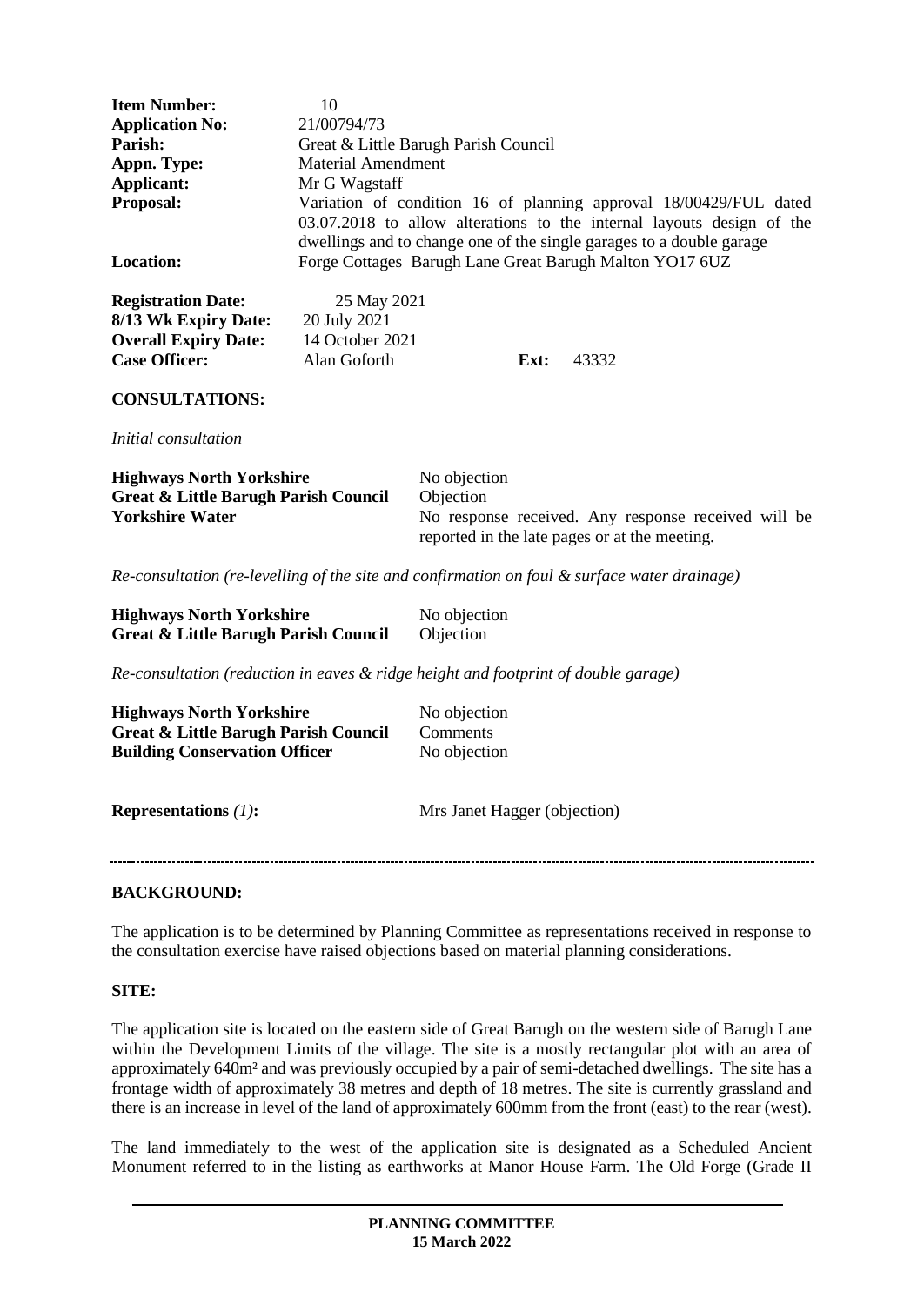| | |
|---|---|
| **Item Number:** | 10 |
| **Application No:** | 21/00794/73 |
| **Parish:** | Great & Little Barugh Parish Council |
| **Appn. Type:** | Material Amendment |
| **Applicant:** | Mr G Wagstaff |
| **Proposal:** | Variation of condition 16 of planning approval 18/00429/FUL dated 03.07.2018 to allow alterations to the internal layouts design of the dwellings and to change one of the single garages to a double garage |
| **Location:** | Forge Cottages Barugh Lane Great Barugh Malton YO17 6UZ |

| | |
|---|---|
| **Registration Date:** | 25 May 2021 |
| **8/13 Wk Expiry Date:** | 20 July 2021 |
| **Overall Expiry Date:** | 14 October 2021 |
| **Case Officer:** | Alan Goforth **Ext:** 43332 |

**CONSULTATIONS:**

*Initial consultation*

| | |
|---|---|
| **Highways North Yorkshire** | No objection |
| **Great & Little Barugh Parish Council** | Objection |
| **Yorkshire Water** | No response received. Any response received will be reported in the late pages or at the meeting. |

*Re-consultation (re-levelling of the site and confirmation on foul & surface water drainage)*

| | |
|---|---|
| **Highways North Yorkshire** | No objection |
| **Great & Little Barugh Parish Council** | Objection |

*Re-consultation (reduction in eaves & ridge height and footprint of double garage)*

| | |
|---|---|
| **Highways North Yorkshire** | No objection |
| **Great & Little Barugh Parish Council** | Comments |
| **Building Conservation Officer** | No objection |

**Representations** *(1)***:** Mrs Janet Hagger (objection)

---

**BACKGROUND:**

The application is to be determined by Planning Committee as representations received in response to the consultation exercise have raised objections based on material planning considerations.

**SITE:**

The application site is located on the eastern side of Great Barugh on the western side of Barugh Lane within the Development Limits of the village. The site is a mostly rectangular plot with an area of approximately 640m² and was previously occupied by a pair of semi-detached dwellings. The site has a frontage width of approximately 38 metres and depth of 18 metres. The site is currently grassland and there is an increase in level of the land of approximately 600mm from the front (east) to the rear (west).

The land immediately to the west of the application site is designated as a Scheduled Ancient Monument referred to in the listing as earthworks at Manor House Farm. The Old Forge (Grade II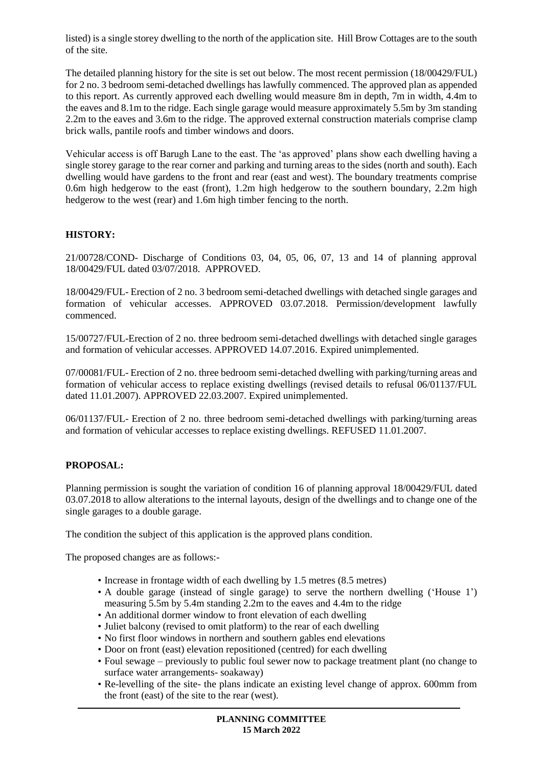listed) is a single storey dwelling to the north of the application site. Hill Brow Cottages are to the south of the site.

The detailed planning history for the site is set out below. The most recent permission (18/00429/FUL) for 2 no. 3 bedroom semi-detached dwellings has lawfully commenced. The approved plan as appended to this report. As currently approved each dwelling would measure 8m in depth, 7m in width, 4.4m to the eaves and 8.1m to the ridge. Each single garage would measure approximately 5.5m by 3m standing 2.2m to the eaves and 3.6m to the ridge. The approved external construction materials comprise clamp brick walls, pantile roofs and timber windows and doors.

Vehicular access is off Barugh Lane to the east. The 'as approved' plans show each dwelling having a single storey garage to the rear corner and parking and turning areas to the sides (north and south). Each dwelling would have gardens to the front and rear (east and west). The boundary treatments comprise 0.6m high hedgerow to the east (front), 1.2m high hedgerow to the southern boundary, 2.2m high hedgerow to the west (rear) and 1.6m high timber fencing to the north.

## HISTORY:

21/00728/COND- Discharge of Conditions 03, 04, 05, 06, 07, 13 and 14 of planning approval 18/00429/FUL dated 03/07/2018. APPROVED.

18/00429/FUL- Erection of 2 no. 3 bedroom semi-detached dwellings with detached single garages and formation of vehicular accesses. APPROVED 03.07.2018. Permission/development lawfully commenced.

15/00727/FUL-Erection of 2 no. three bedroom semi-detached dwellings with detached single garages and formation of vehicular accesses. APPROVED 14.07.2016. Expired unimplemented.

07/00081/FUL- Erection of 2 no. three bedroom semi-detached dwelling with parking/turning areas and formation of vehicular access to replace existing dwellings (revised details to refusal 06/01137/FUL dated 11.01.2007). APPROVED 22.03.2007. Expired unimplemented.

06/01137/FUL- Erection of 2 no. three bedroom semi-detached dwellings with parking/turning areas and formation of vehicular accesses to replace existing dwellings. REFUSED 11.01.2007.

## PROPOSAL:

Planning permission is sought the variation of condition 16 of planning approval 18/00429/FUL dated 03.07.2018 to allow alterations to the internal layouts, design of the dwellings and to change one of the single garages to a double garage.

The condition the subject of this application is the approved plans condition.

The proposed changes are as follows:-

- Increase in frontage width of each dwelling by 1.5 metres (8.5 metres)
- A double garage (instead of single garage) to serve the northern dwelling ('House 1') measuring 5.5m by 5.4m standing 2.2m to the eaves and 4.4m to the ridge
- An additional dormer window to front elevation of each dwelling
- Juliet balcony (revised to omit platform) to the rear of each dwelling
- No first floor windows in northern and southern gables end elevations
- Door on front (east) elevation repositioned (centred) for each dwelling
- Foul sewage – previously to public foul sewer now to package treatment plant (no change to surface water arrangements- soakaway)
- Re-levelling of the site- the plans indicate an existing level change of approx. 600mm from the front (east) of the site to the rear (west).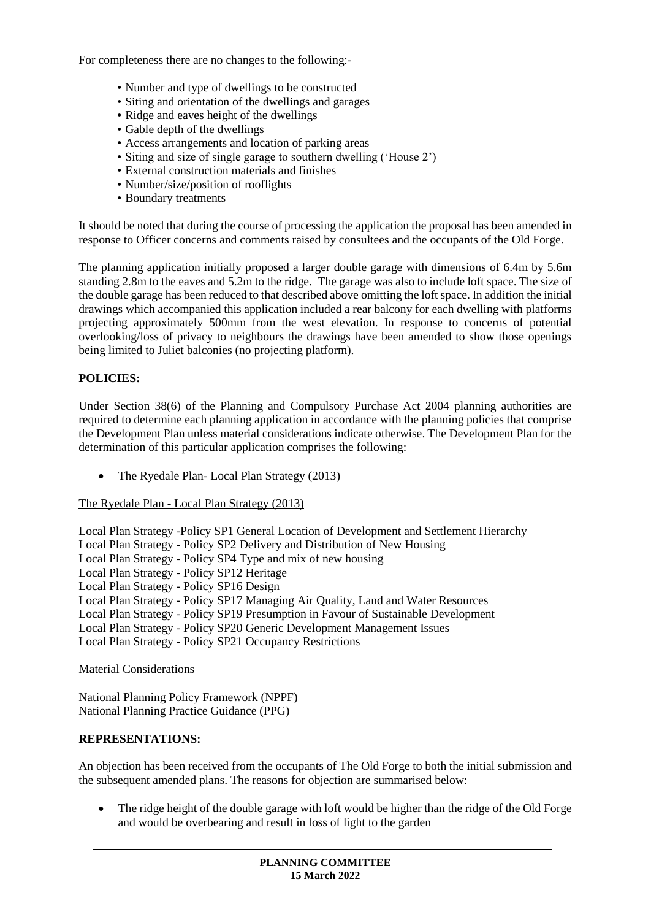For completeness there are no changes to the following:-

- Number and type of dwellings to be constructed
- Siting and orientation of the dwellings and garages
- Ridge and eaves height of the dwellings
- Gable depth of the dwellings
- Access arrangements and location of parking areas
- Siting and size of single garage to southern dwelling ('House 2')
- External construction materials and finishes
- Number/size/position of rooflights
- Boundary treatments

It should be noted that during the course of processing the application the proposal has been amended in response to Officer concerns and comments raised by consultees and the occupants of the Old Forge.

The planning application initially proposed a larger double garage with dimensions of 6.4m by 5.6m standing 2.8m to the eaves and 5.2m to the ridge. The garage was also to include loft space. The size of the double garage has been reduced to that described above omitting the loft space. In addition the initial drawings which accompanied this application included a rear balcony for each dwelling with platforms projecting approximately 500mm from the west elevation. In response to concerns of potential overlooking/loss of privacy to neighbours the drawings have been amended to show those openings being limited to Juliet balconies (no projecting platform).

## POLICIES:

Under Section 38(6) of the Planning and Compulsory Purchase Act 2004 planning authorities are required to determine each planning application in accordance with the planning policies that comprise the Development Plan unless material considerations indicate otherwise. The Development Plan for the determination of this particular application comprises the following:

- The Ryedale Plan- Local Plan Strategy (2013)

The Ryedale Plan - Local Plan Strategy (2013)

Local Plan Strategy -Policy SP1 General Location of Development and Settlement Hierarchy
Local Plan Strategy - Policy SP2 Delivery and Distribution of New Housing
Local Plan Strategy - Policy SP4 Type and mix of new housing
Local Plan Strategy - Policy SP12 Heritage
Local Plan Strategy - Policy SP16 Design
Local Plan Strategy - Policy SP17 Managing Air Quality, Land and Water Resources
Local Plan Strategy - Policy SP19 Presumption in Favour of Sustainable Development
Local Plan Strategy - Policy SP20 Generic Development Management Issues
Local Plan Strategy - Policy SP21 Occupancy Restrictions

Material Considerations

National Planning Policy Framework (NPPF)
National Planning Practice Guidance (PPG)

## REPRESENTATIONS:

An objection has been received from the occupants of The Old Forge to both the initial submission and the subsequent amended plans. The reasons for objection are summarised below:

- The ridge height of the double garage with loft would be higher than the ridge of the Old Forge and would be overbearing and result in loss of light to the garden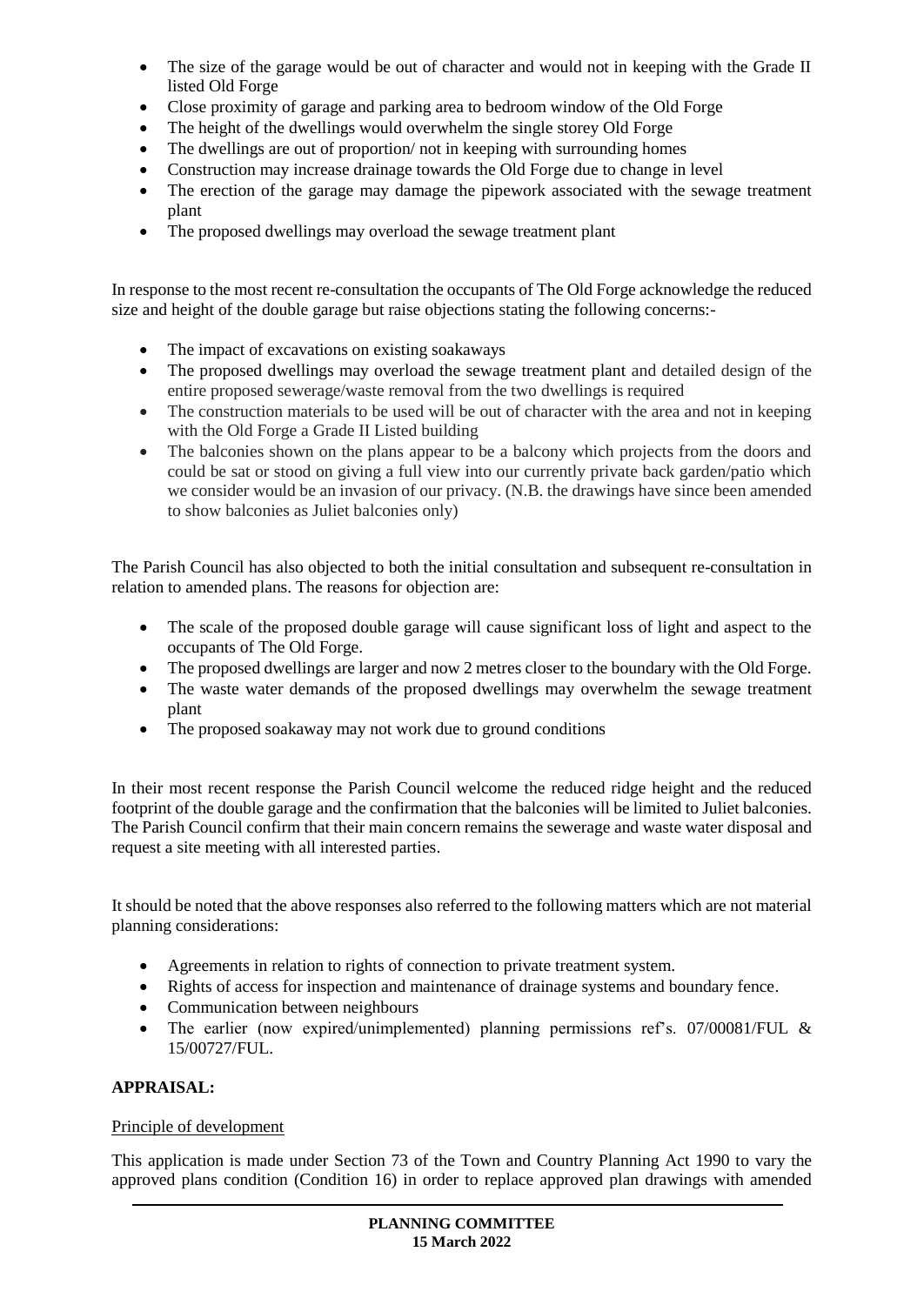- The size of the garage would be out of character and would not in keeping with the Grade II listed Old Forge
- Close proximity of garage and parking area to bedroom window of the Old Forge
- The height of the dwellings would overwhelm the single storey Old Forge
- The dwellings are out of proportion/ not in keeping with surrounding homes
- Construction may increase drainage towards the Old Forge due to change in level
- The erection of the garage may damage the pipework associated with the sewage treatment plant
- The proposed dwellings may overload the sewage treatment plant

In response to the most recent re-consultation the occupants of The Old Forge acknowledge the reduced size and height of the double garage but raise objections stating the following concerns:-

- The impact of excavations on existing soakaways
- The proposed dwellings may overload the sewage treatment plant and detailed design of the entire proposed sewerage/waste removal from the two dwellings is required
- The construction materials to be used will be out of character with the area and not in keeping with the Old Forge a Grade II Listed building
- The balconies shown on the plans appear to be a balcony which projects from the doors and could be sat or stood on giving a full view into our currently private back garden/patio which we consider would be an invasion of our privacy. (N.B. the drawings have since been amended to show balconies as Juliet balconies only)

The Parish Council has also objected to both the initial consultation and subsequent re-consultation in relation to amended plans. The reasons for objection are:

- The scale of the proposed double garage will cause significant loss of light and aspect to the occupants of The Old Forge.
- The proposed dwellings are larger and now 2 metres closer to the boundary with the Old Forge.
- The waste water demands of the proposed dwellings may overwhelm the sewage treatment plant
- The proposed soakaway may not work due to ground conditions

In their most recent response the Parish Council welcome the reduced ridge height and the reduced footprint of the double garage and the confirmation that the balconies will be limited to Juliet balconies. The Parish Council confirm that their main concern remains the sewerage and waste water disposal and request a site meeting with all interested parties.

It should be noted that the above responses also referred to the following matters which are not material planning considerations:

- Agreements in relation to rights of connection to private treatment system.
- Rights of access for inspection and maintenance of drainage systems and boundary fence.
- Communication between neighbours
- The earlier (now expired/unimplemented) planning permissions ref's. 07/00081/FUL & 15/00727/FUL.

**APPRAISAL:**

Principle of development

This application is made under Section 73 of the Town and Country Planning Act 1990 to vary the approved plans condition (Condition 16) in order to replace approved plan drawings with amended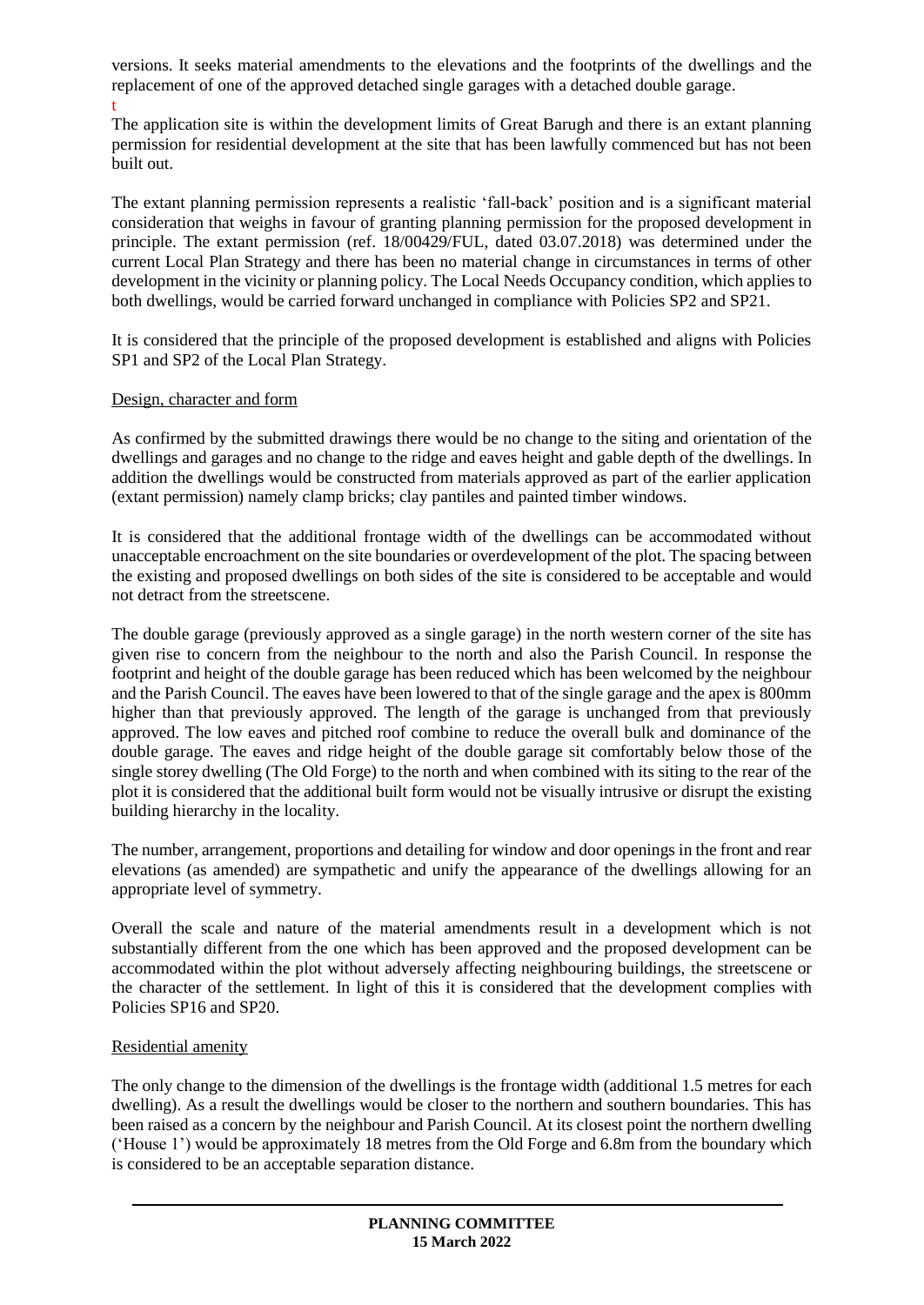versions. It seeks material amendments to the elevations and the footprints of the dwellings and the replacement of one of the approved detached single garages with a detached double garage.
t

The application site is within the development limits of Great Barugh and there is an extant planning permission for residential development at the site that has been lawfully commenced but has not been built out.

The extant planning permission represents a realistic 'fall-back' position and is a significant material consideration that weighs in favour of granting planning permission for the proposed development in principle. The extant permission (ref. 18/00429/FUL, dated 03.07.2018) was determined under the current Local Plan Strategy and there has been no material change in circumstances in terms of other development in the vicinity or planning policy. The Local Needs Occupancy condition, which applies to both dwellings, would be carried forward unchanged in compliance with Policies SP2 and SP21.

It is considered that the principle of the proposed development is established and aligns with Policies SP1 and SP2 of the Local Plan Strategy.

Design, character and form

As confirmed by the submitted drawings there would be no change to the siting and orientation of the dwellings and garages and no change to the ridge and eaves height and gable depth of the dwellings. In addition the dwellings would be constructed from materials approved as part of the earlier application (extant permission) namely clamp bricks; clay pantiles and painted timber windows.

It is considered that the additional frontage width of the dwellings can be accommodated without unacceptable encroachment on the site boundaries or overdevelopment of the plot. The spacing between the existing and proposed dwellings on both sides of the site is considered to be acceptable and would not detract from the streetscene.

The double garage (previously approved as a single garage) in the north western corner of the site has given rise to concern from the neighbour to the north and also the Parish Council. In response the footprint and height of the double garage has been reduced which has been welcomed by the neighbour and the Parish Council. The eaves have been lowered to that of the single garage and the apex is 800mm higher than that previously approved. The length of the garage is unchanged from that previously approved. The low eaves and pitched roof combine to reduce the overall bulk and dominance of the double garage. The eaves and ridge height of the double garage sit comfortably below those of the single storey dwelling (The Old Forge) to the north and when combined with its siting to the rear of the plot it is considered that the additional built form would not be visually intrusive or disrupt the existing building hierarchy in the locality.

The number, arrangement, proportions and detailing for window and door openings in the front and rear elevations (as amended) are sympathetic and unify the appearance of the dwellings allowing for an appropriate level of symmetry.

Overall the scale and nature of the material amendments result in a development which is not substantially different from the one which has been approved and the proposed development can be accommodated within the plot without adversely affecting neighbouring buildings, the streetscene or the character of the settlement. In light of this it is considered that the development complies with Policies SP16 and SP20.

Residential amenity

The only change to the dimension of the dwellings is the frontage width (additional 1.5 metres for each dwelling). As a result the dwellings would be closer to the northern and southern boundaries. This has been raised as a concern by the neighbour and Parish Council. At its closest point the northern dwelling ('House 1') would be approximately 18 metres from the Old Forge and 6.8m from the boundary which is considered to be an acceptable separation distance.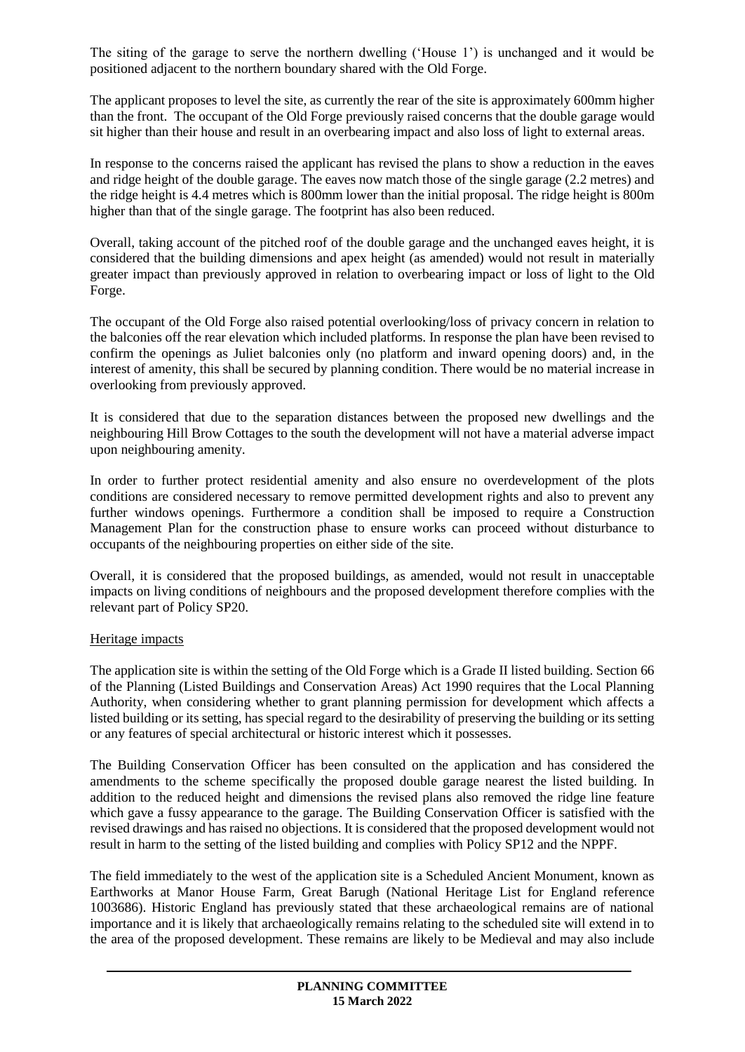The siting of the garage to serve the northern dwelling ('House 1') is unchanged and it would be positioned adjacent to the northern boundary shared with the Old Forge.

The applicant proposes to level the site, as currently the rear of the site is approximately 600mm higher than the front. The occupant of the Old Forge previously raised concerns that the double garage would sit higher than their house and result in an overbearing impact and also loss of light to external areas.

In response to the concerns raised the applicant has revised the plans to show a reduction in the eaves and ridge height of the double garage. The eaves now match those of the single garage (2.2 metres) and the ridge height is 4.4 metres which is 800mm lower than the initial proposal. The ridge height is 800m higher than that of the single garage. The footprint has also been reduced.

Overall, taking account of the pitched roof of the double garage and the unchanged eaves height, it is considered that the building dimensions and apex height (as amended) would not result in materially greater impact than previously approved in relation to overbearing impact or loss of light to the Old Forge.

The occupant of the Old Forge also raised potential overlooking/loss of privacy concern in relation to the balconies off the rear elevation which included platforms. In response the plan have been revised to confirm the openings as Juliet balconies only (no platform and inward opening doors) and, in the interest of amenity, this shall be secured by planning condition. There would be no material increase in overlooking from previously approved.

It is considered that due to the separation distances between the proposed new dwellings and the neighbouring Hill Brow Cottages to the south the development will not have a material adverse impact upon neighbouring amenity.

In order to further protect residential amenity and also ensure no overdevelopment of the plots conditions are considered necessary to remove permitted development rights and also to prevent any further windows openings. Furthermore a condition shall be imposed to require a Construction Management Plan for the construction phase to ensure works can proceed without disturbance to occupants of the neighbouring properties on either side of the site.

Overall, it is considered that the proposed buildings, as amended, would not result in unacceptable impacts on living conditions of neighbours and the proposed development therefore complies with the relevant part of Policy SP20.

Heritage impacts

The application site is within the setting of the Old Forge which is a Grade II listed building. Section 66 of the Planning (Listed Buildings and Conservation Areas) Act 1990 requires that the Local Planning Authority, when considering whether to grant planning permission for development which affects a listed building or its setting, has special regard to the desirability of preserving the building or its setting or any features of special architectural or historic interest which it possesses.

The Building Conservation Officer has been consulted on the application and has considered the amendments to the scheme specifically the proposed double garage nearest the listed building. In addition to the reduced height and dimensions the revised plans also removed the ridge line feature which gave a fussy appearance to the garage. The Building Conservation Officer is satisfied with the revised drawings and has raised no objections. It is considered that the proposed development would not result in harm to the setting of the listed building and complies with Policy SP12 and the NPPF.

The field immediately to the west of the application site is a Scheduled Ancient Monument, known as Earthworks at Manor House Farm, Great Barugh (National Heritage List for England reference 1003686). Historic England has previously stated that these archaeological remains are of national importance and it is likely that archaeologically remains relating to the scheduled site will extend in to the area of the proposed development. These remains are likely to be Medieval and may also include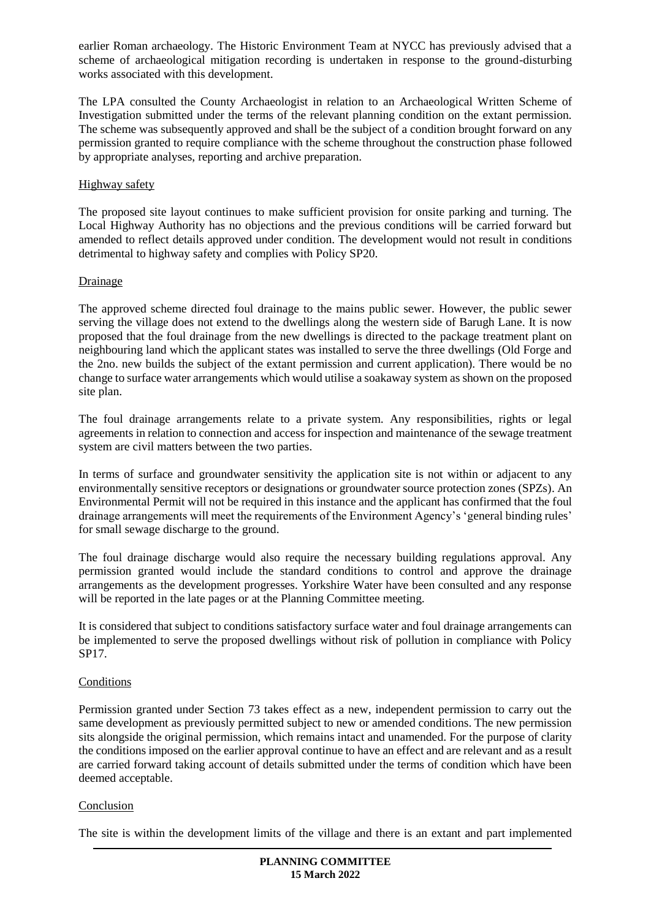earlier Roman archaeology. The Historic Environment Team at NYCC has previously advised that a scheme of archaeological mitigation recording is undertaken in response to the ground-disturbing works associated with this development.

The LPA consulted the County Archaeologist in relation to an Archaeological Written Scheme of Investigation submitted under the terms of the relevant planning condition on the extant permission. The scheme was subsequently approved and shall be the subject of a condition brought forward on any permission granted to require compliance with the scheme throughout the construction phase followed by appropriate analyses, reporting and archive preparation.

Highway safety

The proposed site layout continues to make sufficient provision for onsite parking and turning. The Local Highway Authority has no objections and the previous conditions will be carried forward but amended to reflect details approved under condition. The development would not result in conditions detrimental to highway safety and complies with Policy SP20.

Drainage

The approved scheme directed foul drainage to the mains public sewer. However, the public sewer serving the village does not extend to the dwellings along the western side of Barugh Lane. It is now proposed that the foul drainage from the new dwellings is directed to the package treatment plant on neighbouring land which the applicant states was installed to serve the three dwellings (Old Forge and the 2no. new builds the subject of the extant permission and current application). There would be no change to surface water arrangements which would utilise a soakaway system as shown on the proposed site plan.

The foul drainage arrangements relate to a private system. Any responsibilities, rights or legal agreements in relation to connection and access for inspection and maintenance of the sewage treatment system are civil matters between the two parties.

In terms of surface and groundwater sensitivity the application site is not within or adjacent to any environmentally sensitive receptors or designations or groundwater source protection zones (SPZs). An Environmental Permit will not be required in this instance and the applicant has confirmed that the foul drainage arrangements will meet the requirements of the Environment Agency's 'general binding rules' for small sewage discharge to the ground.

The foul drainage discharge would also require the necessary building regulations approval. Any permission granted would include the standard conditions to control and approve the drainage arrangements as the development progresses. Yorkshire Water have been consulted and any response will be reported in the late pages or at the Planning Committee meeting.

It is considered that subject to conditions satisfactory surface water and foul drainage arrangements can be implemented to serve the proposed dwellings without risk of pollution in compliance with Policy SP17.

Conditions

Permission granted under Section 73 takes effect as a new, independent permission to carry out the same development as previously permitted subject to new or amended conditions. The new permission sits alongside the original permission, which remains intact and unamended. For the purpose of clarity the conditions imposed on the earlier approval continue to have an effect and are relevant and as a result are carried forward taking account of details submitted under the terms of condition which have been deemed acceptable.

Conclusion

The site is within the development limits of the village and there is an extant and part implemented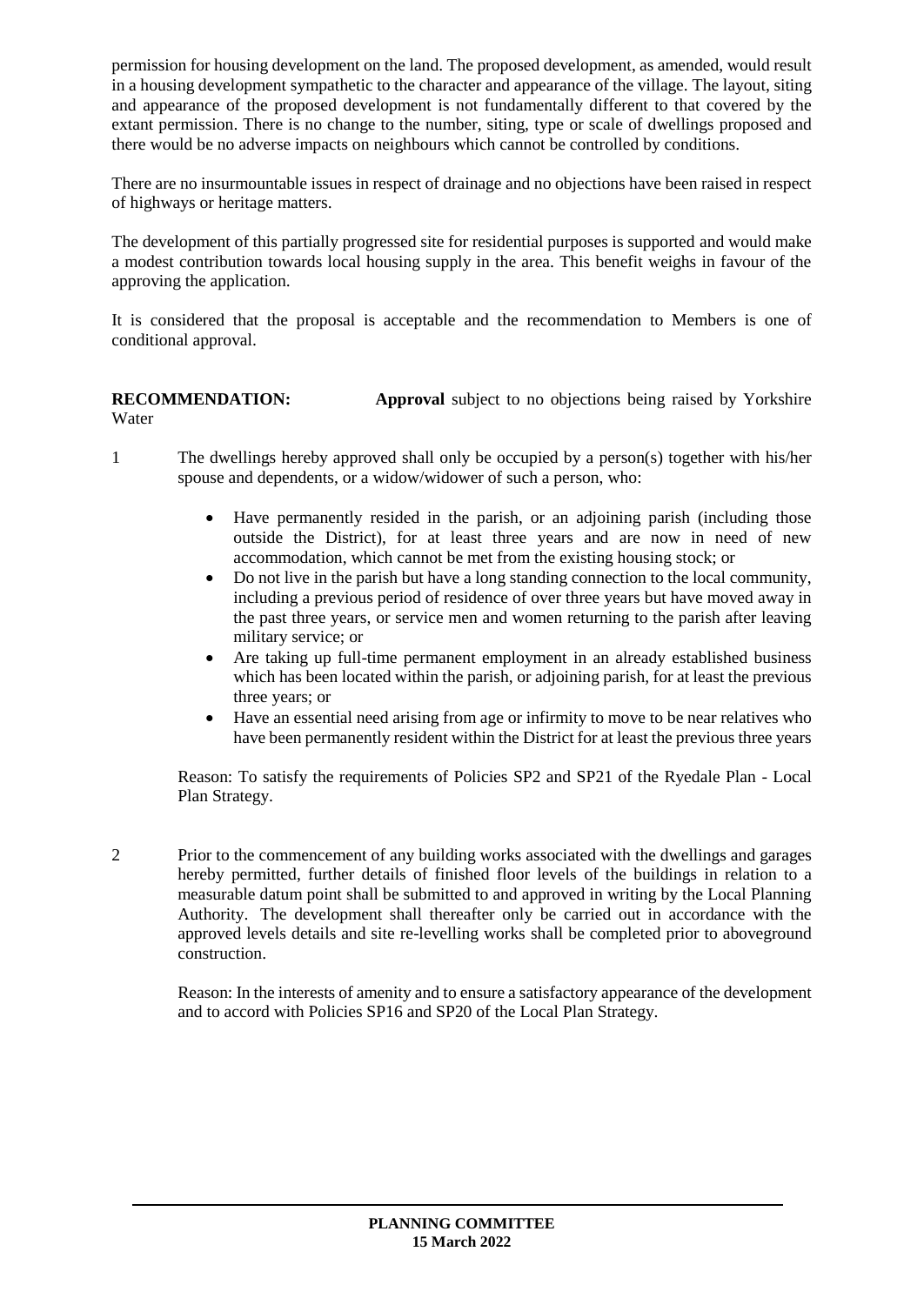permission for housing development on the land. The proposed development, as amended, would result in a housing development sympathetic to the character and appearance of the village. The layout, siting and appearance of the proposed development is not fundamentally different to that covered by the extant permission. There is no change to the number, siting, type or scale of dwellings proposed and there would be no adverse impacts on neighbours which cannot be controlled by conditions.

There are no insurmountable issues in respect of drainage and no objections have been raised in respect of highways or heritage matters.

The development of this partially progressed site for residential purposes is supported and would make a modest contribution towards local housing supply in the area. This benefit weighs in favour of the approving the application.

It is considered that the proposal is acceptable and the recommendation to Members is one of conditional approval.

**RECOMMENDATION:** **Approval** subject to no objections being raised by Yorkshire Water

1 The dwellings hereby approved shall only be occupied by a person(s) together with his/her spouse and dependents, or a widow/widower of such a person, who:

- Have permanently resided in the parish, or an adjoining parish (including those outside the District), for at least three years and are now in need of new accommodation, which cannot be met from the existing housing stock; or
- Do not live in the parish but have a long standing connection to the local community, including a previous period of residence of over three years but have moved away in the past three years, or service men and women returning to the parish after leaving military service; or
- Are taking up full-time permanent employment in an already established business which has been located within the parish, or adjoining parish, for at least the previous three years; or
- Have an essential need arising from age or infirmity to move to be near relatives who have been permanently resident within the District for at least the previous three years

Reason: To satisfy the requirements of Policies SP2 and SP21 of the Ryedale Plan - Local Plan Strategy.

2 Prior to the commencement of any building works associated with the dwellings and garages hereby permitted, further details of finished floor levels of the buildings in relation to a measurable datum point shall be submitted to and approved in writing by the Local Planning Authority. The development shall thereafter only be carried out in accordance with the approved levels details and site re-levelling works shall be completed prior to aboveground construction.

Reason: In the interests of amenity and to ensure a satisfactory appearance of the development and to accord with Policies SP16 and SP20 of the Local Plan Strategy.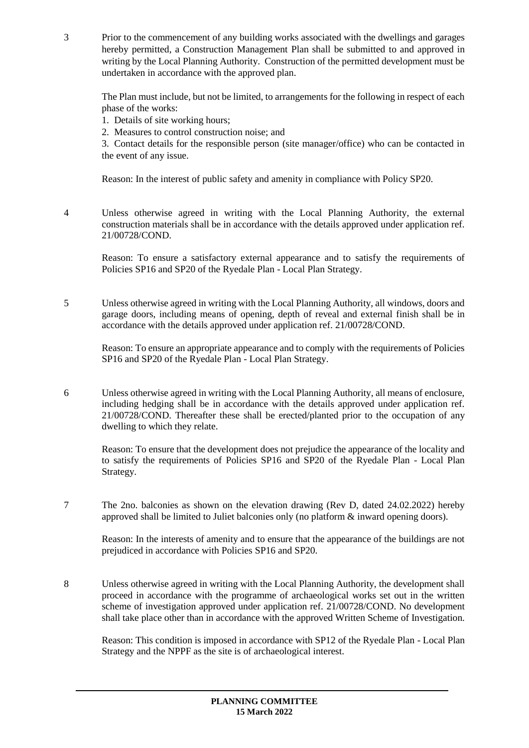3 Prior to the commencement of any building works associated with the dwellings and garages hereby permitted, a Construction Management Plan shall be submitted to and approved in writing by the Local Planning Authority. Construction of the permitted development must be undertaken in accordance with the approved plan.

The Plan must include, but not be limited, to arrangements for the following in respect of each phase of the works:

1. Details of site working hours;
2. Measures to control construction noise; and
3. Contact details for the responsible person (site manager/office) who can be contacted in the event of any issue.

Reason: In the interest of public safety and amenity in compliance with Policy SP20.

4 Unless otherwise agreed in writing with the Local Planning Authority, the external construction materials shall be in accordance with the details approved under application ref. 21/00728/COND.

Reason: To ensure a satisfactory external appearance and to satisfy the requirements of Policies SP16 and SP20 of the Ryedale Plan - Local Plan Strategy.

5 Unless otherwise agreed in writing with the Local Planning Authority, all windows, doors and garage doors, including means of opening, depth of reveal and external finish shall be in accordance with the details approved under application ref. 21/00728/COND.

Reason: To ensure an appropriate appearance and to comply with the requirements of Policies SP16 and SP20 of the Ryedale Plan - Local Plan Strategy.

6 Unless otherwise agreed in writing with the Local Planning Authority, all means of enclosure, including hedging shall be in accordance with the details approved under application ref. 21/00728/COND. Thereafter these shall be erected/planted prior to the occupation of any dwelling to which they relate.

Reason: To ensure that the development does not prejudice the appearance of the locality and to satisfy the requirements of Policies SP16 and SP20 of the Ryedale Plan - Local Plan Strategy.

7 The 2no. balconies as shown on the elevation drawing (Rev D, dated 24.02.2022) hereby approved shall be limited to Juliet balconies only (no platform & inward opening doors).

Reason: In the interests of amenity and to ensure that the appearance of the buildings are not prejudiced in accordance with Policies SP16 and SP20.

8 Unless otherwise agreed in writing with the Local Planning Authority, the development shall proceed in accordance with the programme of archaeological works set out in the written scheme of investigation approved under application ref. 21/00728/COND. No development shall take place other than in accordance with the approved Written Scheme of Investigation.

Reason: This condition is imposed in accordance with SP12 of the Ryedale Plan - Local Plan Strategy and the NPPF as the site is of archaeological interest.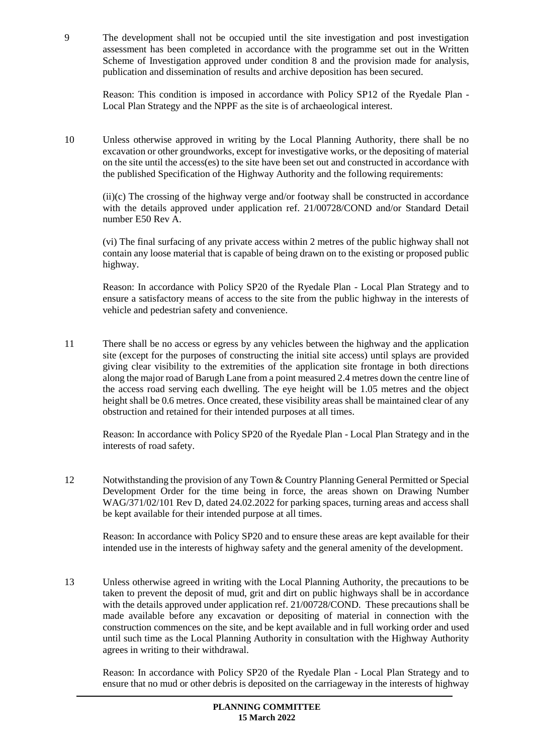9 The development shall not be occupied until the site investigation and post investigation assessment has been completed in accordance with the programme set out in the Written Scheme of Investigation approved under condition 8 and the provision made for analysis, publication and dissemination of results and archive deposition has been secured.

Reason: This condition is imposed in accordance with Policy SP12 of the Ryedale Plan - Local Plan Strategy and the NPPF as the site is of archaeological interest.

10 Unless otherwise approved in writing by the Local Planning Authority, there shall be no excavation or other groundworks, except for investigative works, or the depositing of material on the site until the access(es) to the site have been set out and constructed in accordance with the published Specification of the Highway Authority and the following requirements:

(ii)(c) The crossing of the highway verge and/or footway shall be constructed in accordance with the details approved under application ref. 21/00728/COND and/or Standard Detail number E50 Rev A.

(vi) The final surfacing of any private access within 2 metres of the public highway shall not contain any loose material that is capable of being drawn on to the existing or proposed public highway.

Reason: In accordance with Policy SP20 of the Ryedale Plan - Local Plan Strategy and to ensure a satisfactory means of access to the site from the public highway in the interests of vehicle and pedestrian safety and convenience.

11 There shall be no access or egress by any vehicles between the highway and the application site (except for the purposes of constructing the initial site access) until splays are provided giving clear visibility to the extremities of the application site frontage in both directions along the major road of Barugh Lane from a point measured 2.4 metres down the centre line of the access road serving each dwelling. The eye height will be 1.05 metres and the object height shall be 0.6 metres. Once created, these visibility areas shall be maintained clear of any obstruction and retained for their intended purposes at all times.

Reason: In accordance with Policy SP20 of the Ryedale Plan - Local Plan Strategy and in the interests of road safety.

12 Notwithstanding the provision of any Town & Country Planning General Permitted or Special Development Order for the time being in force, the areas shown on Drawing Number WAG/371/02/101 Rev D, dated 24.02.2022 for parking spaces, turning areas and access shall be kept available for their intended purpose at all times.

Reason: In accordance with Policy SP20 and to ensure these areas are kept available for their intended use in the interests of highway safety and the general amenity of the development.

13 Unless otherwise agreed in writing with the Local Planning Authority, the precautions to be taken to prevent the deposit of mud, grit and dirt on public highways shall be in accordance with the details approved under application ref. 21/00728/COND. These precautions shall be made available before any excavation or depositing of material in connection with the construction commences on the site, and be kept available and in full working order and used until such time as the Local Planning Authority in consultation with the Highway Authority agrees in writing to their withdrawal.

Reason: In accordance with Policy SP20 of the Ryedale Plan - Local Plan Strategy and to ensure that no mud or other debris is deposited on the carriageway in the interests of highway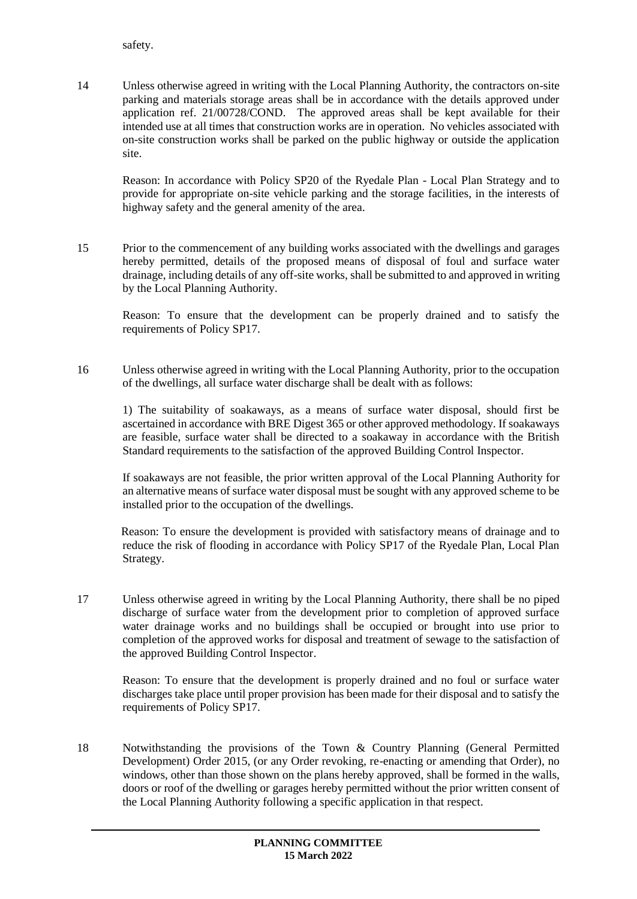safety.

14 Unless otherwise agreed in writing with the Local Planning Authority, the contractors on-site parking and materials storage areas shall be in accordance with the details approved under application ref. 21/00728/COND. The approved areas shall be kept available for their intended use at all times that construction works are in operation. No vehicles associated with on-site construction works shall be parked on the public highway or outside the application site.

Reason: In accordance with Policy SP20 of the Ryedale Plan - Local Plan Strategy and to provide for appropriate on-site vehicle parking and the storage facilities, in the interests of highway safety and the general amenity of the area.

15 Prior to the commencement of any building works associated with the dwellings and garages hereby permitted, details of the proposed means of disposal of foul and surface water drainage, including details of any off-site works, shall be submitted to and approved in writing by the Local Planning Authority.

Reason: To ensure that the development can be properly drained and to satisfy the requirements of Policy SP17.

16 Unless otherwise agreed in writing with the Local Planning Authority, prior to the occupation of the dwellings, all surface water discharge shall be dealt with as follows:

1) The suitability of soakaways, as a means of surface water disposal, should first be ascertained in accordance with BRE Digest 365 or other approved methodology. If soakaways are feasible, surface water shall be directed to a soakaway in accordance with the British Standard requirements to the satisfaction of the approved Building Control Inspector.

If soakaways are not feasible, the prior written approval of the Local Planning Authority for an alternative means of surface water disposal must be sought with any approved scheme to be installed prior to the occupation of the dwellings.

Reason: To ensure the development is provided with satisfactory means of drainage and to reduce the risk of flooding in accordance with Policy SP17 of the Ryedale Plan, Local Plan Strategy.

17 Unless otherwise agreed in writing by the Local Planning Authority, there shall be no piped discharge of surface water from the development prior to completion of approved surface water drainage works and no buildings shall be occupied or brought into use prior to completion of the approved works for disposal and treatment of sewage to the satisfaction of the approved Building Control Inspector.

Reason: To ensure that the development is properly drained and no foul or surface water discharges take place until proper provision has been made for their disposal and to satisfy the requirements of Policy SP17.

18 Notwithstanding the provisions of the Town & Country Planning (General Permitted Development) Order 2015, (or any Order revoking, re-enacting or amending that Order), no windows, other than those shown on the plans hereby approved, shall be formed in the walls, doors or roof of the dwelling or garages hereby permitted without the prior written consent of the Local Planning Authority following a specific application in that respect.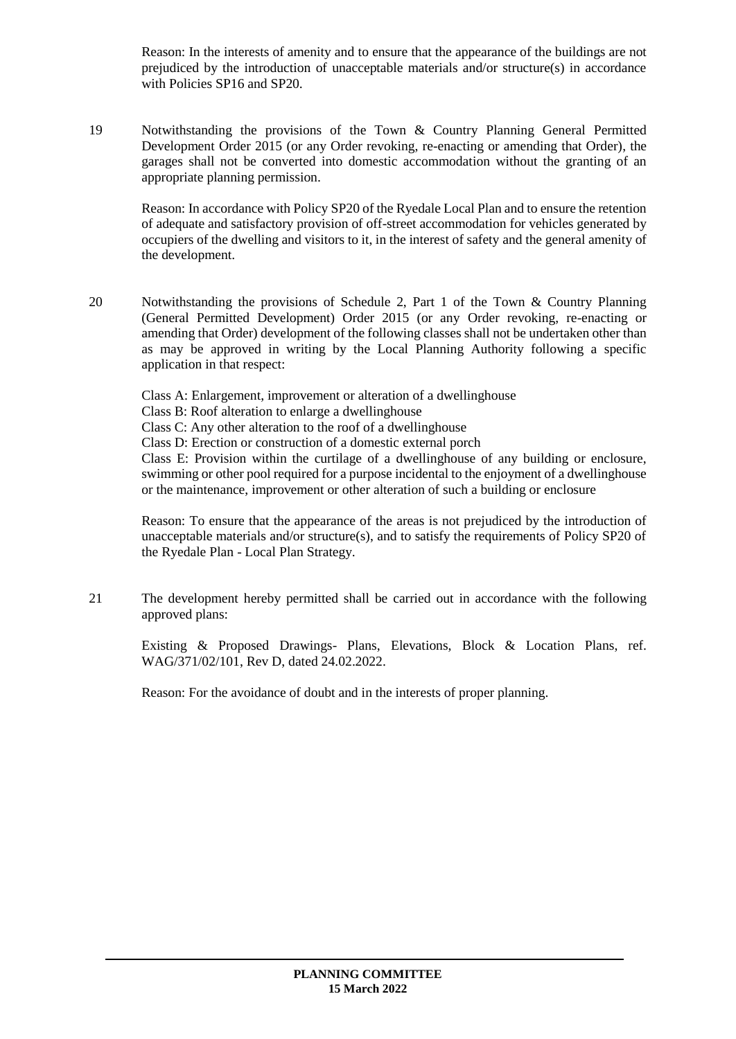Reason: In the interests of amenity and to ensure that the appearance of the buildings are not prejudiced by the introduction of unacceptable materials and/or structure(s) in accordance with Policies SP16 and SP20.

19 Notwithstanding the provisions of the Town & Country Planning General Permitted Development Order 2015 (or any Order revoking, re-enacting or amending that Order), the garages shall not be converted into domestic accommodation without the granting of an appropriate planning permission.

Reason: In accordance with Policy SP20 of the Ryedale Local Plan and to ensure the retention of adequate and satisfactory provision of off-street accommodation for vehicles generated by occupiers of the dwelling and visitors to it, in the interest of safety and the general amenity of the development.

20 Notwithstanding the provisions of Schedule 2, Part 1 of the Town & Country Planning (General Permitted Development) Order 2015 (or any Order revoking, re-enacting or amending that Order) development of the following classes shall not be undertaken other than as may be approved in writing by the Local Planning Authority following a specific application in that respect:

Class A: Enlargement, improvement or alteration of a dwellinghouse
Class B: Roof alteration to enlarge a dwellinghouse
Class C: Any other alteration to the roof of a dwellinghouse
Class D: Erection or construction of a domestic external porch
Class E: Provision within the curtilage of a dwellinghouse of any building or enclosure, swimming or other pool required for a purpose incidental to the enjoyment of a dwellinghouse or the maintenance, improvement or other alteration of such a building or enclosure

Reason: To ensure that the appearance of the areas is not prejudiced by the introduction of unacceptable materials and/or structure(s), and to satisfy the requirements of Policy SP20 of the Ryedale Plan - Local Plan Strategy.

21 The development hereby permitted shall be carried out in accordance with the following approved plans:

Existing & Proposed Drawings- Plans, Elevations, Block & Location Plans, ref. WAG/371/02/101, Rev D, dated 24.02.2022.

Reason: For the avoidance of doubt and in the interests of proper planning.